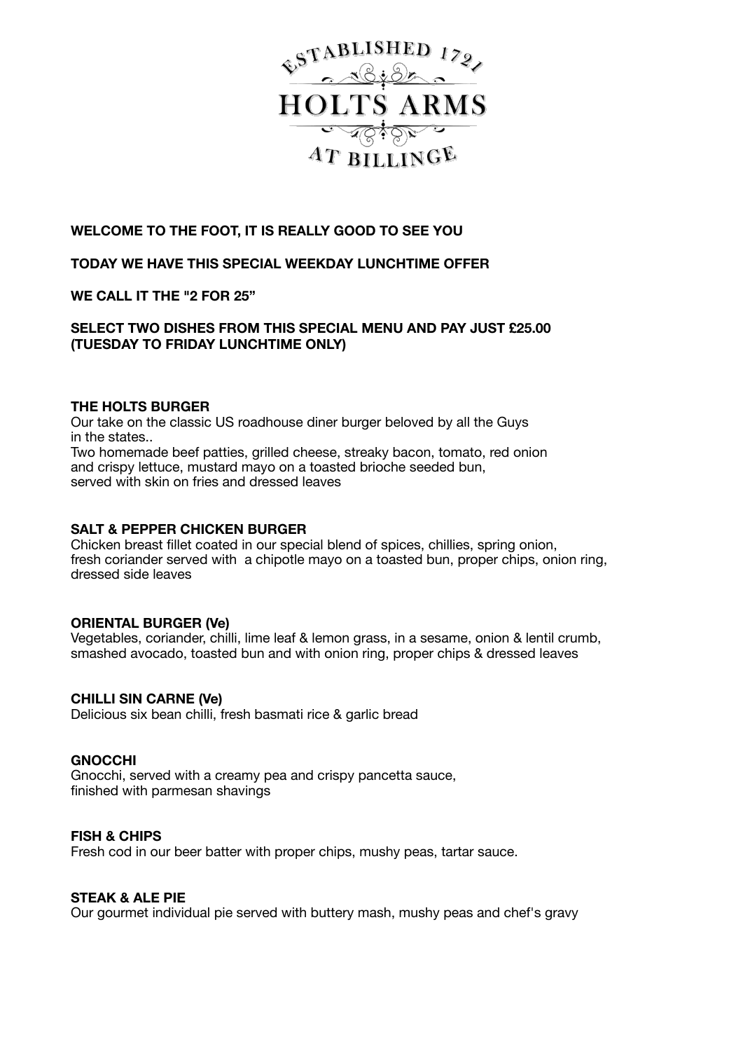# ESTABLISHED 1721

# HOLTS ARMS

## AT BILLINGE

**WELCOME TO THE FOOT, IT IS REALLY GOOD TO SEE YOU**

**TODAY WE HAVE THIS SPECIAL WEEKDAY LUNCHTIME OFFER**

**WE CALL IT THE "2 FOR 25"**

**SELECT TWO DISHES FROM THIS SPECIAL MENU AND PAY JUST £25.00 (TUESDAY TO FRIDAY LUNCHTIME ONLY)**

**THE HOLTS BURGER**
Our take on the classic US roadhouse diner burger beloved by all the Guys in the states..
Two homemade beef patties, grilled cheese, streaky bacon, tomato, red onion and crispy lettuce, mustard mayo on a toasted brioche seeded bun, served with skin on fries and dressed leaves

**SALT & PEPPER CHICKEN BURGER**
Chicken breast fillet coated in our special blend of spices, chillies, spring onion, fresh coriander served with a chipotle mayo on a toasted bun, proper chips, onion ring, dressed side leaves

**ORIENTAL BURGER (Ve)**
Vegetables, coriander, chilli, lime leaf & lemon grass, in a sesame, onion & lentil crumb, smashed avocado, toasted bun and with onion ring, proper chips & dressed leaves

**CHILLI SIN CARNE (Ve)**
Delicious six bean chilli, fresh basmati rice & garlic bread

**GNOCCHI**
Gnocchi, served with a creamy pea and crispy pancetta sauce, finished with parmesan shavings

**FISH & CHIPS**
Fresh cod in our beer batter with proper chips, mushy peas, tartar sauce.

**STEAK & ALE PIE**
Our gourmet individual pie served with buttery mash, mushy peas and chef's gravy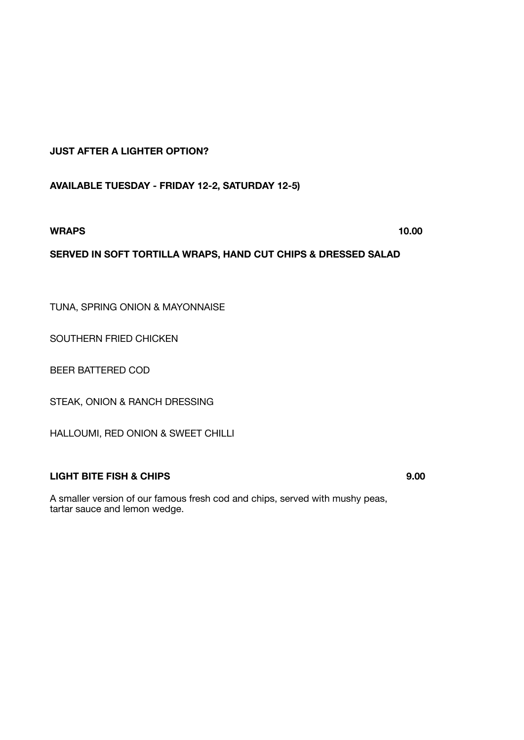**JUST AFTER A LIGHTER OPTION?**

**AVAILABLE TUESDAY - FRIDAY 12-2, SATURDAY 12-5)**

**WRAPS** **10.00**

**SERVED IN SOFT TORTILLA WRAPS, HAND CUT CHIPS & DRESSED SALAD**

TUNA, SPRING ONION & MAYONNAISE

SOUTHERN FRIED CHICKEN

BEER BATTERED COD

STEAK, ONION & RANCH DRESSING

HALLOUMI, RED ONION & SWEET CHILLI

**LIGHT BITE FISH & CHIPS** **9.00**

A smaller version of our famous fresh cod and chips, served with mushy peas, tartar sauce and lemon wedge.